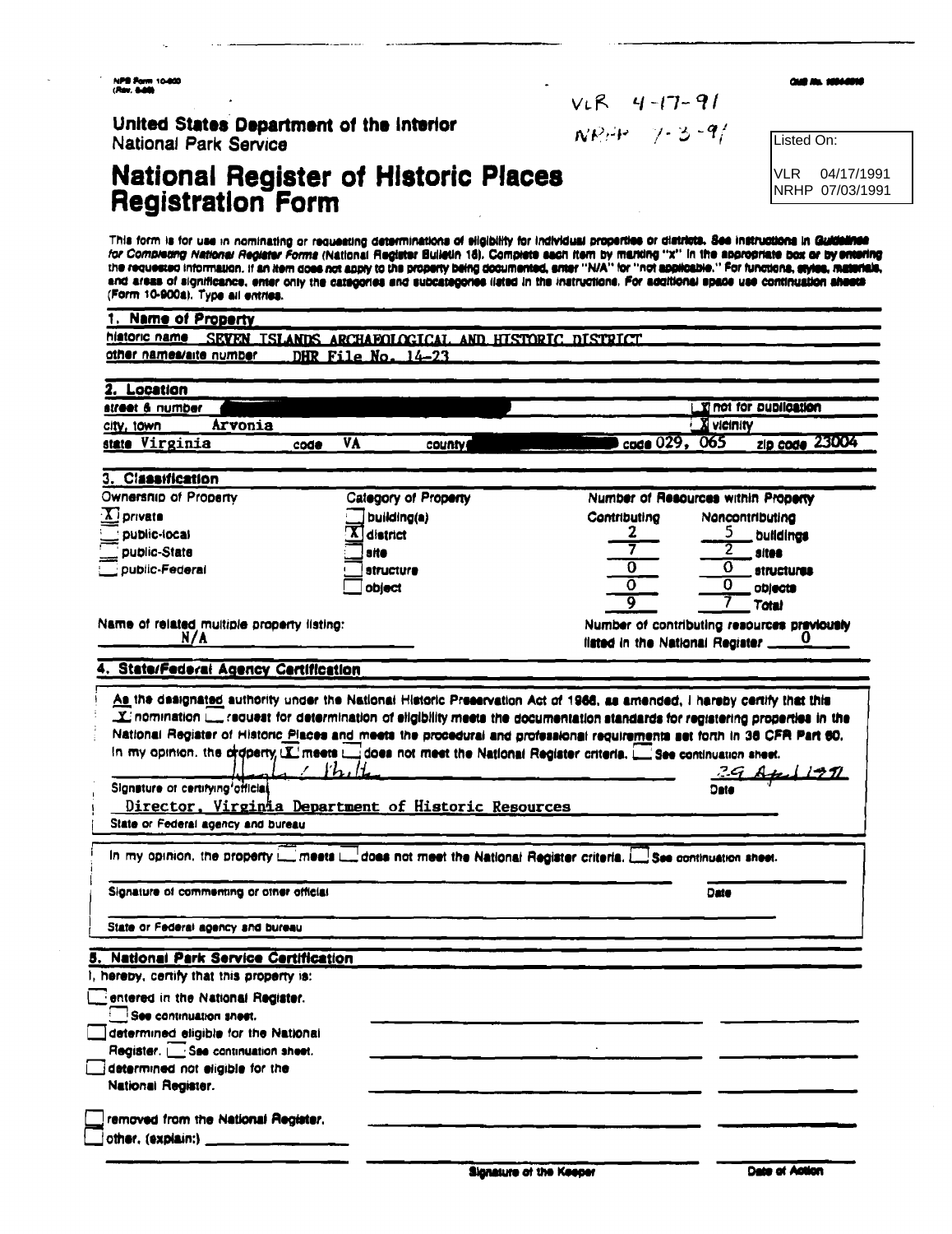NPS Form 10-900
(Rev. 8-86)

OMB No. 1024-0018

VLR 4-17-91
NRHP 7-3-91

Listed On:

VLR 04/17/1991
NRHP 07/03/1991

**United States Department of the Interior**
National Park Service

# National Register of Historic Places Registration Form

This form is for use in nominating or requesting determinations of eligibility for individual properties or districts. See instructions in *Guidelines for Completing National Register Forms* (National Register Bulletin 16). Complete each item by marking "x" in the appropriate box or by entering the requested information. If an item does not apply to the property being documented, enter "N/A" for "not applicable." For functions, styles, materials, and areas of significance, enter only the categories and subcategories listed in the instructions. For additional space use continuation sheets (Form 10-900a). Type all entries.

## 1. Name of Property

historic name SEVEN ISLANDS ARCHAEOLOGICAL AND HISTORIC DISTRICT

other names/site number DHR File No. 14-23

## 2. Location

street & number [X] not for publication

city, town Arvonia [X] vicinity

state Virginia code VA county code 029, 065 zip code 23004

## 3. Classification

Ownership of Property

- [X] private
- [ ] public-local
- [ ] public-State
- [ ] public-Federal

Category of Property

- [ ] building(s)
- [X] district
- [ ] site
- [ ] structure
- [ ] object

Number of Resources within Property

| Contributing | Noncontributing | |
|---|---|---|
| 2 | 5 | buildings |
| 7 | 2 | sites |
| 0 | 0 | structures |
| 0 | 0 | objects |
| 9 | 7 | Total |

Name of related multiple property listing: N/A

Number of contributing resources previously listed in the National Register 0

## 4. State/Federal Agency Certification

As the designated authority under the National Historic Preservation Act of 1966, as amended, I hereby certify that this [X] nomination [ ] request for determination of eligibility meets the documentation standards for registering properties in the National Register of Historic Places and meets the procedural and professional requirements set forth in 36 CFR Part 60. In my opinion, the property [X] meets [ ] does not meet the National Register criteria. [ ] See continuation sheet.

Signature of certifying official Date 29 April 1991

Director, Virginia Department of Historic Resources
State or Federal agency and bureau

In my opinion, the property [ ] meets [ ] does not meet the National Register criteria. [ ] See continuation sheet.

Signature of commenting or other official Date

State or Federal agency and bureau

## 5. National Park Service Certification

I, hereby, certify that this property is:

- [ ] entered in the National Register. [ ] See continuation sheet.
- [ ] determined eligible for the National Register. [ ] See continuation sheet.
- [ ] determined not eligible for the National Register.
- [ ] removed from the National Register.
- [ ] other, (explain:)

Signature of the Keeper Date of Action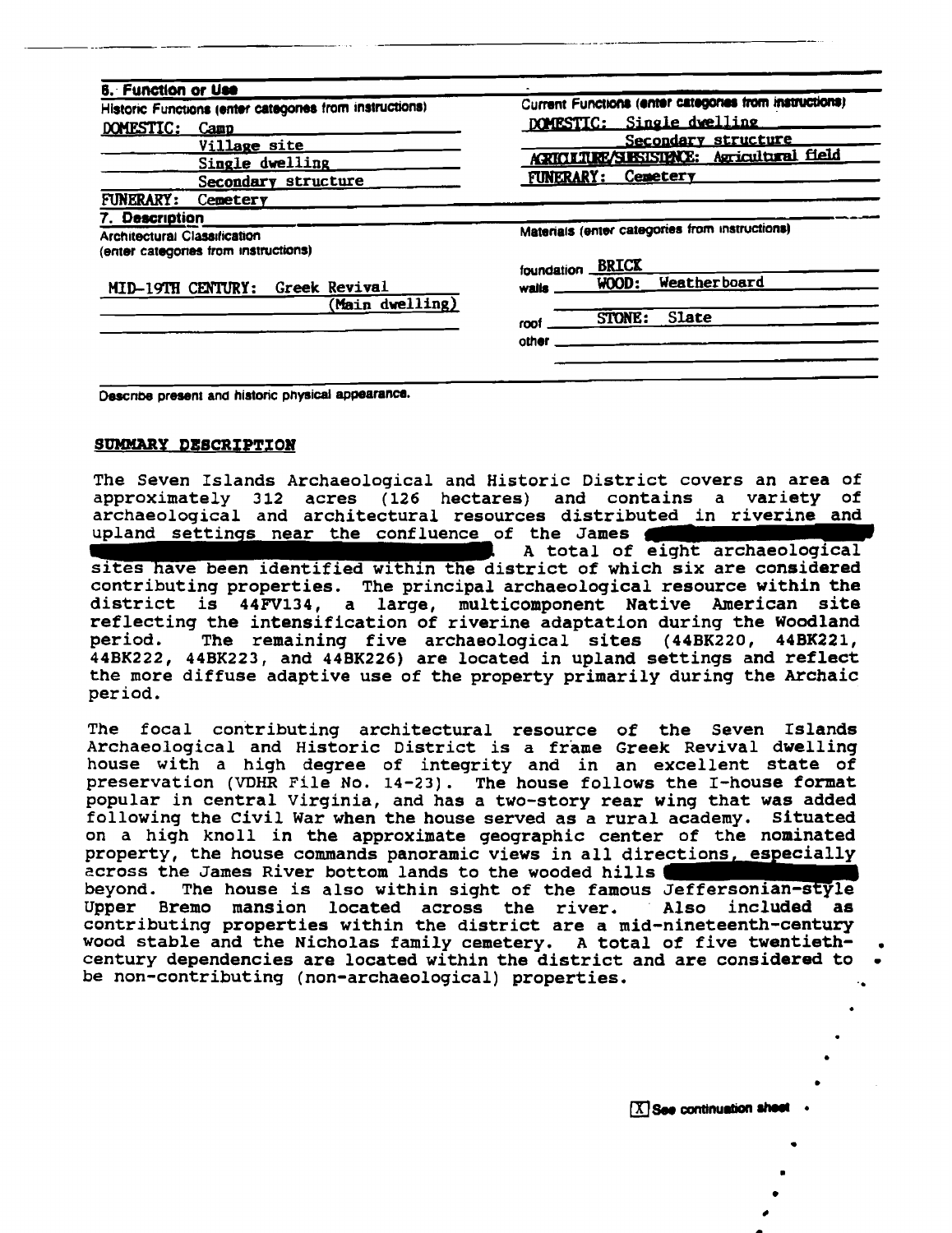## 6. Function or Use

| Historic Functions (enter categories from instructions) | Current Functions (enter categories from instructions) |
| --- | --- |
| DOMESTIC: Camp | DOMESTIC: Single dwelling |
| Village site | Secondary structure |
| Single dwelling | AGRICULTURE/SUBSISTENCE: Agricultural field |
| Secondary structure | FUNERARY: Cemetery |
| FUNERARY: Cemetery | |

## 7. Description

| Architectural Classification (enter categories from instructions) | Materials (enter categories from instructions) |
| --- | --- |
| MID-19TH CENTURY: Greek Revival (Main dwelling) | foundation BRICK |
| | walls WOOD: Weatherboard |
| | roof STONE: Slate |
| | other |

Describe present and historic physical appearance.

**SUMMARY DESCRIPTION**

The Seven Islands Archaeological and Historic District covers an area of approximately 312 acres (126 hectares) and contains a variety of archaeological and architectural resources distributed in riverine and upland settings near the confluence of the James [redacted]. A total of eight archaeological sites have been identified within the district of which six are considered contributing properties. The principal archaeological resource within the district is 44FV134, a large, multicomponent Native American site reflecting the intensification of riverine adaptation during the Woodland period. The remaining five archaeological sites (44BK220, 44BK221, 44BK222, 44BK223, and 44BK226) are located in upland settings and reflect the more diffuse adaptive use of the property primarily during the Archaic period.

The focal contributing architectural resource of the Seven Islands Archaeological and Historic District is a frame Greek Revival dwelling house with a high degree of integrity and in an excellent state of preservation (VDHR File No. 14-23). The house follows the I-house format popular in central Virginia, and has a two-story rear wing that was added following the Civil War when the house served as a rural academy. Situated on a high knoll in the approximate geographic center of the nominated property, the house commands panoramic views in all directions, especially across the James River bottom lands to the wooded hills [redacted] beyond. The house is also within sight of the famous Jeffersonian-style Upper Bremo mansion located across the river. Also included as contributing properties within the district are a mid-nineteenth-century wood stable and the Nicholas family cemetery. A total of five twentieth-century dependencies are located within the district and are considered to be non-contributing (non-archaeological) properties.

[X] See continuation sheet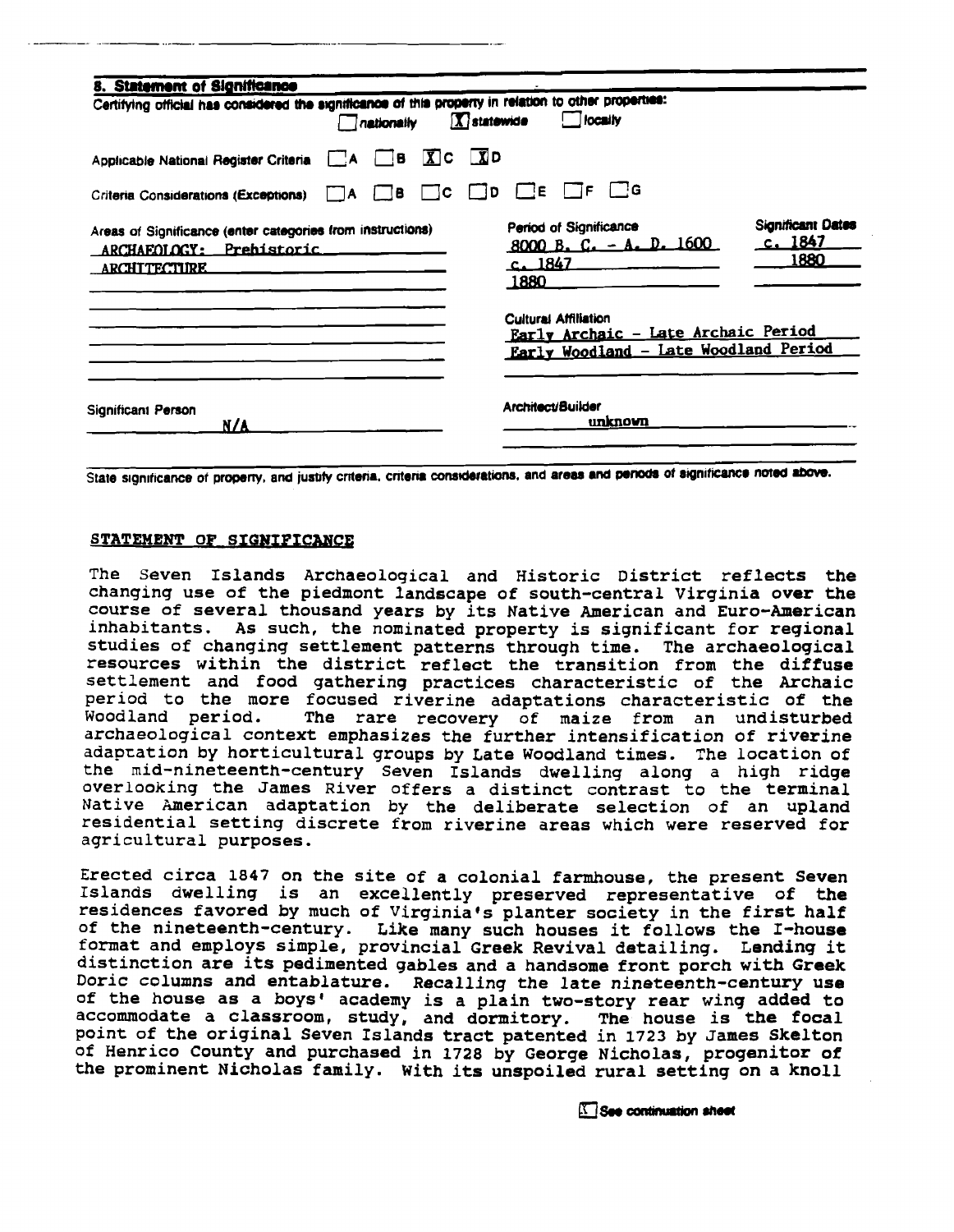## 8. Statement of Significance

Certifying official has considered the significance of this property in relation to other properties:

☐ nationally ☒ statewide ☐ locally

Applicable National Register Criteria ☐ A ☐ B ☒ C ☒ D

Criteria Considerations (Exceptions) ☐ A ☐ B ☐ C ☐ D ☐ E ☐ F ☐ G

**Areas of Significance** (enter categories from instructions)
ARCHAEOLOGY: Prehistoric
ARCHITECTURE

**Period of Significance**
8000 B. C. - A. D. 1600
c. 1847
1880

**Significant Dates**
c. 1847
1880

**Cultural Affiliation**
Early Archaic - Late Archaic Period
Early Woodland - Late Woodland Period

**Significant Person**
N/A

**Architect/Builder**
unknown

State significance of property, and justify criteria, criteria considerations, and areas and periods of significance noted above.

### STATEMENT OF SIGNIFICANCE

The Seven Islands Archaeological and Historic District reflects the changing use of the piedmont landscape of south-central Virginia over the course of several thousand years by its Native American and Euro-American inhabitants. As such, the nominated property is significant for regional studies of changing settlement patterns through time. The archaeological resources within the district reflect the transition from the diffuse settlement and food gathering practices characteristic of the Archaic period to the more focused riverine adaptations characteristic of the Woodland period. The rare recovery of maize from an undisturbed archaeological context emphasizes the further intensification of riverine adaptation by horticultural groups by Late Woodland times. The location of the mid-nineteenth-century Seven Islands dwelling along a high ridge overlooking the James River offers a distinct contrast to the terminal Native American adaptation by the deliberate selection of an upland residential setting discrete from riverine areas which were reserved for agricultural purposes.

Erected circa 1847 on the site of a colonial farmhouse, the present Seven Islands dwelling is an excellently preserved representative of the residences favored by much of Virginia's planter society in the first half of the nineteenth-century. Like many such houses it follows the I-house format and employs simple, provincial Greek Revival detailing. Lending it distinction are its pedimented gables and a handsome front porch with Greek Doric columns and entablature. Recalling the late nineteenth-century use of the house as a boys' academy is a plain two-story rear wing added to accommodate a classroom, study, and dormitory. The house is the focal point of the original Seven Islands tract patented in 1723 by James Skelton of Henrico County and purchased in 1728 by George Nicholas, progenitor of the prominent Nicholas family. With its unspoiled rural setting on a knoll

☒ See continuation sheet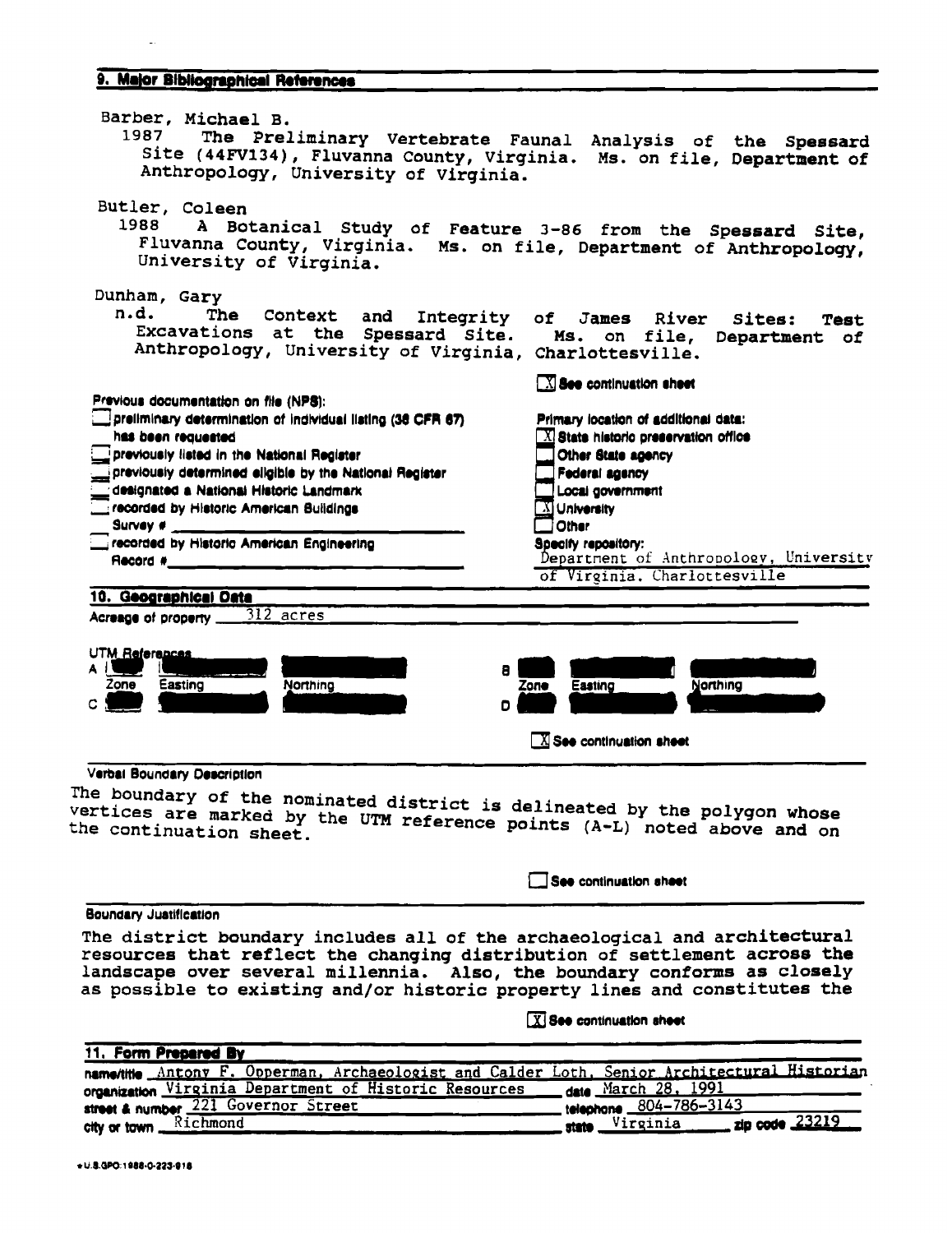## 9. Major Bibliographical References

Barber, Michael B.
1987 The Preliminary Vertebrate Faunal Analysis of the Spessard Site (44FV134), Fluvanna County, Virginia. Ms. on file, Department of Anthropology, University of Virginia.

Butler, Coleen
1988 A Botanical Study of Feature 3-86 from the Spessard Site, Fluvanna County, Virginia. Ms. on file, Department of Anthropology, University of Virginia.

Dunham, Gary
n.d. The Context and Integrity of James River Sites: Test Excavations at the Spessard Site. Ms. on file, Department of Anthropology, University of Virginia, Charlottesville.

[X] See continuation sheet

Previous documentation on file (NPS):
- [ ] preliminary determination of individual listing (36 CFR 67) has been requested
- [ ] previously listed in the National Register
- [ ] previously determined eligible by the National Register
- [ ] designated a National Historic Landmark
- [ ] recorded by Historic American Buildings Survey # ______
- [ ] recorded by Historic American Engineering Record # ______

Primary location of additional data:
- [X] State historic preservation office
- [ ] Other State agency
- [ ] Federal agency
- [ ] Local government
- [X] University
- [ ] Other

Specify repository: Department of Anthropology, University of Virginia, Charlottesville

## 10. Geographical Data

Acreage of property 312 acres

UTM References

| | Zone | Easting | Northing | | Zone | Easting | Northing |
|---|---|---|---|---|---|---|---|
| A | | | | B | | | |
| C | | | | D | | | |

[X] See continuation sheet

Verbal Boundary Description

The boundary of the nominated district is delineated by the polygon whose vertices are marked by the UTM reference points (A-L) noted above and on the continuation sheet.

[ ] See continuation sheet

Boundary Justification

The district boundary includes all of the archaeological and architectural resources that reflect the changing distribution of settlement across the landscape over several millennia. Also, the boundary conforms as closely as possible to existing and/or historic property lines and constitutes the

[X] See continuation sheet

## 11. Form Prepared By

name/title Antony F. Opperman, Archaeologist and Calder Loth, Senior Architectural Historian
organization Virginia Department of Historic Resources date March 28, 1991
street & number 221 Governor Street telephone 804-786-3143
city or town Richmond state Virginia zip code 23219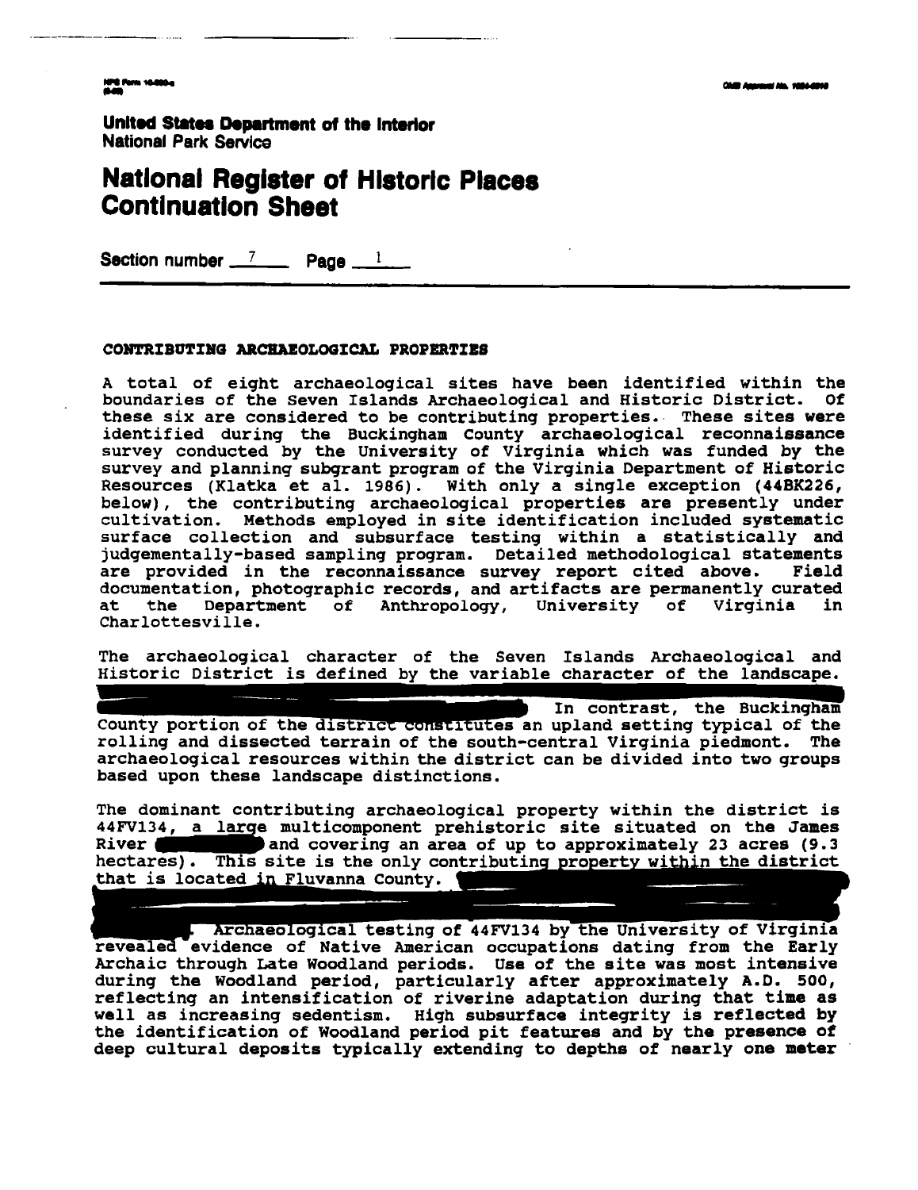United States Department of the Interior
National Park Service

# National Register of Historic Places Continuation Sheet

Section number 7 Page 1

## CONTRIBUTING ARCHAEOLOGICAL PROPERTIES

A total of eight archaeological sites have been identified within the boundaries of the Seven Islands Archaeological and Historic District. Of these six are considered to be contributing properties. These sites were identified during the Buckingham County archaeological reconnaissance survey conducted by the University of Virginia which was funded by the survey and planning subgrant program of the Virginia Department of Historic Resources (Klatka et al. 1986). With only a single exception (44BK226, below), the contributing archaeological properties are presently under cultivation. Methods employed in site identification included systematic surface collection and subsurface testing within a statistically and judgementally-based sampling program. Detailed methodological statements are provided in the reconnaissance survey report cited above. Field documentation, photographic records, and artifacts are permanently curated at the Department of Anthropology, University of Virginia in Charlottesville.

The archaeological character of the Seven Islands Archaeological and Historic District is defined by the variable character of the landscape. [redacted] In contrast, the Buckingham County portion of the district constitutes an upland setting typical of the rolling and dissected terrain of the south-central Virginia piedmont. The archaeological resources within the district can be divided into two groups based upon these landscape distinctions.

The dominant contributing archaeological property within the district is 44FV134, a large multicomponent prehistoric site situated on the James River [redacted] and covering an area of up to approximately 23 acres (9.3 hectares). This site is the only contributing property within the district that is located in Fluvanna County. [redacted]. Archaeological testing of 44FV134 by the University of Virginia revealed evidence of Native American occupations dating from the Early Archaic through Late Woodland periods. Use of the site was most intensive during the Woodland period, particularly after approximately A.D. 500, reflecting an intensification of riverine adaptation during that time as well as increasing sedentism. High subsurface integrity is reflected by the identification of Woodland period pit features and by the presence of deep cultural deposits typically extending to depths of nearly one meter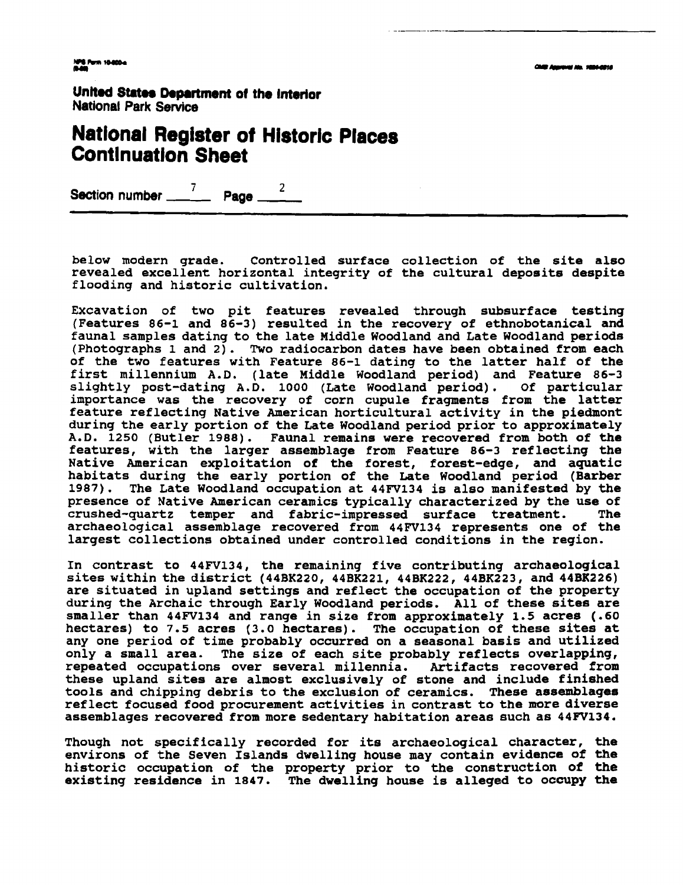below modern grade. Controlled surface collection of the site also revealed excellent horizontal integrity of the cultural deposits despite flooding and historic cultivation.

Excavation of two pit features revealed through subsurface testing (Features 86-1 and 86-3) resulted in the recovery of ethnobotanical and faunal samples dating to the late Middle Woodland and Late Woodland periods (Photographs 1 and 2). Two radiocarbon dates have been obtained from each of the two features with Feature 86-1 dating to the latter half of the first millennium A.D. (late Middle Woodland period) and Feature 86-3 slightly post-dating A.D. 1000 (Late Woodland period). Of particular importance was the recovery of corn cupule fragments from the latter feature reflecting Native American horticultural activity in the piedmont during the early portion of the Late Woodland period prior to approximately A.D. 1250 (Butler 1988). Faunal remains were recovered from both of the features, with the larger assemblage from Feature 86-3 reflecting the Native American exploitation of the forest, forest-edge, and aquatic habitats during the early portion of the Late Woodland period (Barber 1987). The Late Woodland occupation at 44FV134 is also manifested by the presence of Native American ceramics typically characterized by the use of crushed-quartz temper and fabric-impressed surface treatment. The archaeological assemblage recovered from 44FV134 represents one of the largest collections obtained under controlled conditions in the region.

In contrast to 44FV134, the remaining five contributing archaeological sites within the district (44BK220, 44BK221, 44BK222, 44BK223, and 44BK226) are situated in upland settings and reflect the occupation of the property during the Archaic through Early Woodland periods. All of these sites are smaller than 44FV134 and range in size from approximately 1.5 acres (.60 hectares) to 7.5 acres (3.0 hectares). The occupation of these sites at any one period of time probably occurred on a seasonal basis and utilized only a small area. The size of each site probably reflects overlapping, repeated occupations over several millennia. Artifacts recovered from these upland sites are almost exclusively of stone and include finished tools and chipping debris to the exclusion of ceramics. These assemblages reflect focused food procurement activities in contrast to the more diverse assemblages recovered from more sedentary habitation areas such as 44FV134.

Though not specifically recorded for its archaeological character, the environs of the Seven Islands dwelling house may contain evidence of the historic occupation of the property prior to the construction of the existing residence in 1847. The dwelling house is alleged to occupy the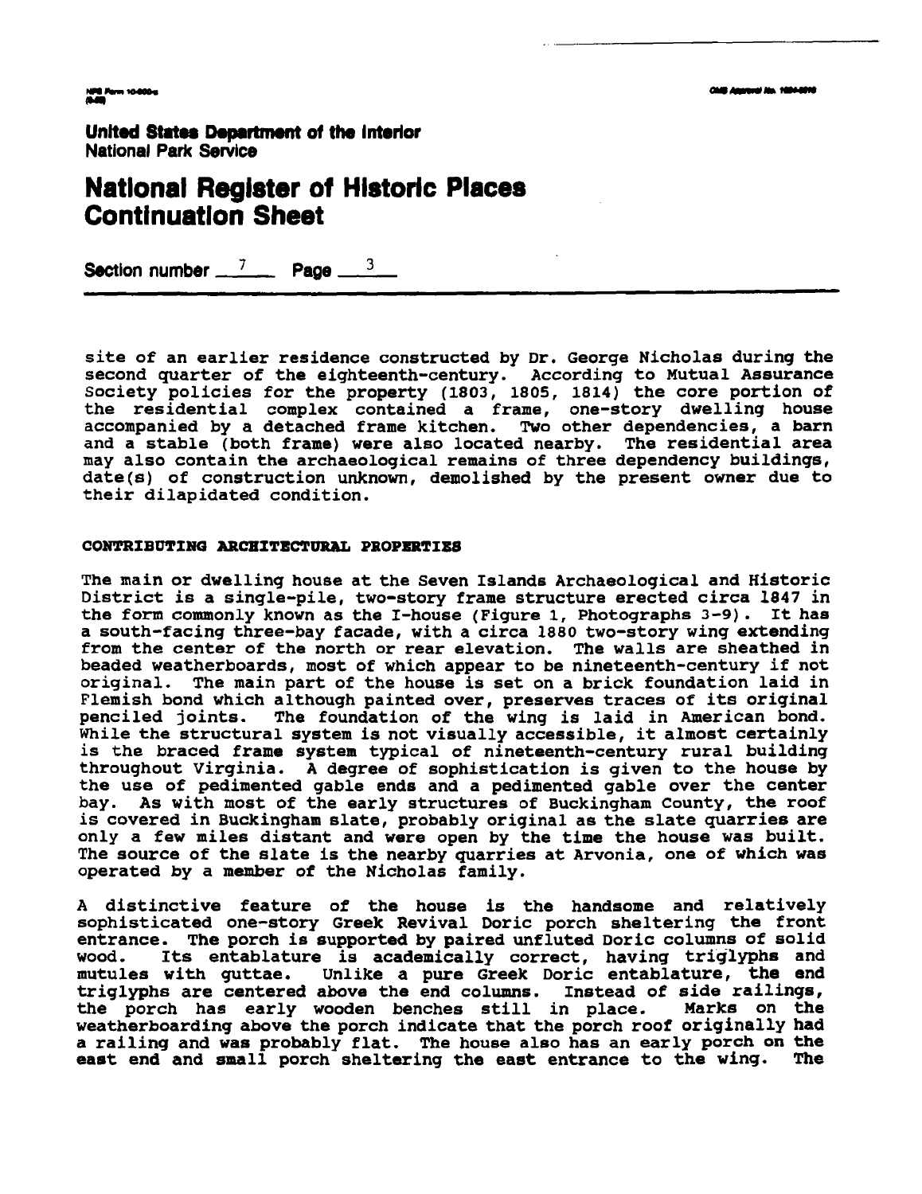United States Department of the Interior
National Park Service

# National Register of Historic Places Continuation Sheet

Section number 7 Page 3

site of an earlier residence constructed by Dr. George Nicholas during the second quarter of the eighteenth-century. According to Mutual Assurance Society policies for the property (1803, 1805, 1814) the core portion of the residential complex contained a frame, one-story dwelling house accompanied by a detached frame kitchen. Two other dependencies, a barn and a stable (both frame) were also located nearby. The residential area may also contain the archaeological remains of three dependency buildings, date(s) of construction unknown, demolished by the present owner due to their dilapidated condition.

## CONTRIBUTING ARCHITECTURAL PROPERTIES

The main or dwelling house at the Seven Islands Archaeological and Historic District is a single-pile, two-story frame structure erected circa 1847 in the form commonly known as the I-house (Figure 1, Photographs 3-9). It has a south-facing three-bay facade, with a circa 1880 two-story wing extending from the center of the north or rear elevation. The walls are sheathed in beaded weatherboards, most of which appear to be nineteenth-century if not original. The main part of the house is set on a brick foundation laid in Flemish bond which although painted over, preserves traces of its original penciled joints. The foundation of the wing is laid in American bond. While the structural system is not visually accessible, it almost certainly is the braced frame system typical of nineteenth-century rural building throughout Virginia. A degree of sophistication is given to the house by the use of pedimented gable ends and a pedimented gable over the center bay. As with most of the early structures of Buckingham County, the roof is covered in Buckingham slate, probably original as the slate quarries are only a few miles distant and were open by the time the house was built. The source of the slate is the nearby quarries at Arvonia, one of which was operated by a member of the Nicholas family.

A distinctive feature of the house is the handsome and relatively sophisticated one-story Greek Revival Doric porch sheltering the front entrance. The porch is supported by paired unfluted Doric columns of solid wood. Its entablature is academically correct, having triglyphs and mutules with guttae. Unlike a pure Greek Doric entablature, the end triglyphs are centered above the end columns. Instead of side railings, the porch has early wooden benches still in place. Marks on the weatherboarding above the porch indicate that the porch roof originally had a railing and was probably flat. The house also has an early porch on the east end and small porch sheltering the east entrance to the wing. The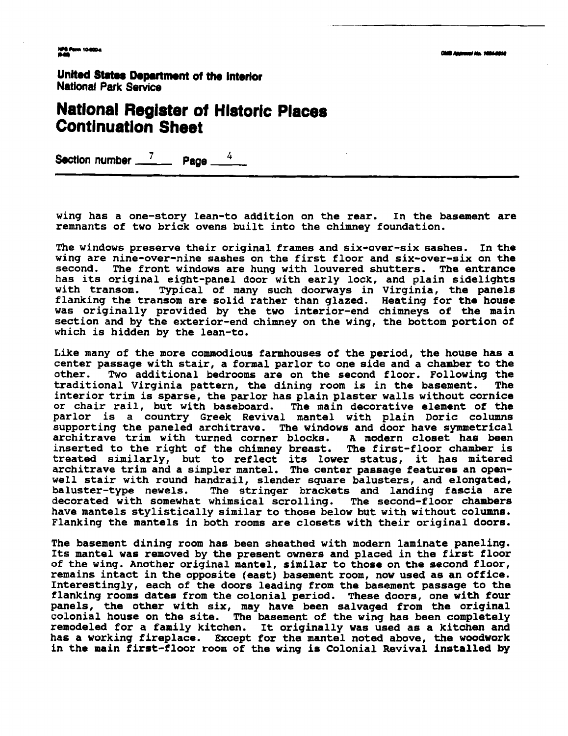wing has a one-story lean-to addition on the rear. In the basement are remnants of two brick ovens built into the chimney foundation.

The windows preserve their original frames and six-over-six sashes. In the wing are nine-over-nine sashes on the first floor and six-over-six on the second. The front windows are hung with louvered shutters. The entrance has its original eight-panel door with early lock, and plain sidelights with transom. Typical of many such doorways in Virginia, the panels flanking the transom are solid rather than glazed. Heating for the house was originally provided by the two interior-end chimneys of the main section and by the exterior-end chimney on the wing, the bottom portion of which is hidden by the lean-to.

Like many of the more commodious farmhouses of the period, the house has a center passage with stair, a formal parlor to one side and a chamber to the other. Two additional bedrooms are on the second floor. Following the traditional Virginia pattern, the dining room is in the basement. The interior trim is sparse, the parlor has plain plaster walls without cornice or chair rail, but with baseboard. The main decorative element of the parlor is a country Greek Revival mantel with plain Doric columns supporting the paneled architrave. The windows and door have symmetrical architrave trim with turned corner blocks. A modern closet has been inserted to the right of the chimney breast. The first-floor chamber is treated similarly, but to reflect its lower status, it has mitered architrave trim and a simpler mantel. The center passage features an open-well stair with round handrail, slender square balusters, and elongated, baluster-type newels. The stringer brackets and landing fascia are decorated with somewhat whimsical scrolling. The second-floor chambers have mantels stylistically similar to those below but with without columns. Flanking the mantels in both rooms are closets with their original doors.

The basement dining room has been sheathed with modern laminate paneling. Its mantel was removed by the present owners and placed in the first floor of the wing. Another original mantel, similar to those on the second floor, remains intact in the opposite (east) basement room, now used as an office. Interestingly, each of the doors leading from the basement passage to the flanking rooms dates from the colonial period. These doors, one with four panels, the other with six, may have been salvaged from the original colonial house on the site. The basement of the wing has been completely remodeled for a family kitchen. It originally was used as a kitchen and has a working fireplace. Except for the mantel noted above, the woodwork in the main first-floor room of the wing is Colonial Revival installed by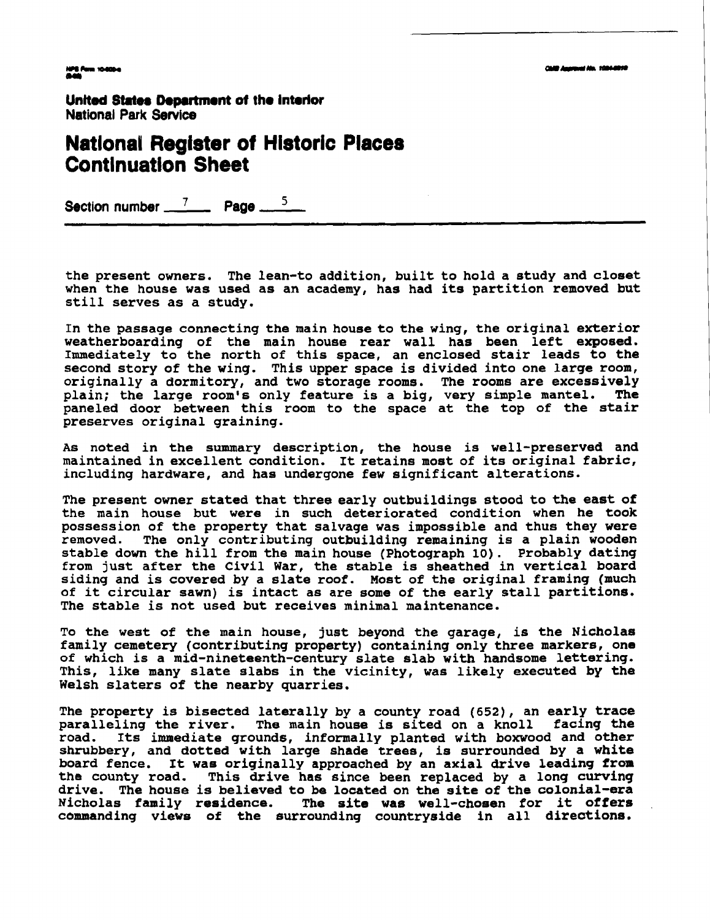United States Department of the Interior
National Park Service

# National Register of Historic Places Continuation Sheet

Section number 7 Page 5

the present owners. The lean-to addition, built to hold a study and closet when the house was used as an academy, has had its partition removed but still serves as a study.

In the passage connecting the main house to the wing, the original exterior weatherboarding of the main house rear wall has been left exposed. Immediately to the north of this space, an enclosed stair leads to the second story of the wing. This upper space is divided into one large room, originally a dormitory, and two storage rooms. The rooms are excessively plain; the large room's only feature is a big, very simple mantel. The paneled door between this room to the space at the top of the stair preserves original graining.

As noted in the summary description, the house is well-preserved and maintained in excellent condition. It retains most of its original fabric, including hardware, and has undergone few significant alterations.

The present owner stated that three early outbuildings stood to the east of the main house but were in such deteriorated condition when he took possession of the property that salvage was impossible and thus they were removed. The only contributing outbuilding remaining is a plain wooden stable down the hill from the main house (Photograph 10). Probably dating from just after the Civil War, the stable is sheathed in vertical board siding and is covered by a slate roof. Most of the original framing (much of it circular sawn) is intact as are some of the early stall partitions. The stable is not used but receives minimal maintenance.

To the west of the main house, just beyond the garage, is the Nicholas family cemetery (contributing property) containing only three markers, one of which is a mid-nineteenth-century slate slab with handsome lettering. This, like many slate slabs in the vicinity, was likely executed by the Welsh slaters of the nearby quarries.

The property is bisected laterally by a county road (652), an early trace paralleling the river. The main house is sited on a knoll facing the road. Its immediate grounds, informally planted with boxwood and other shrubbery, and dotted with large shade trees, is surrounded by a white board fence. It was originally approached by an axial drive leading from the county road. This drive has since been replaced by a long curving drive. The house is believed to be located on the site of the colonial-era Nicholas family residence. The site was well-chosen for it offers commanding views of the surrounding countryside in all directions.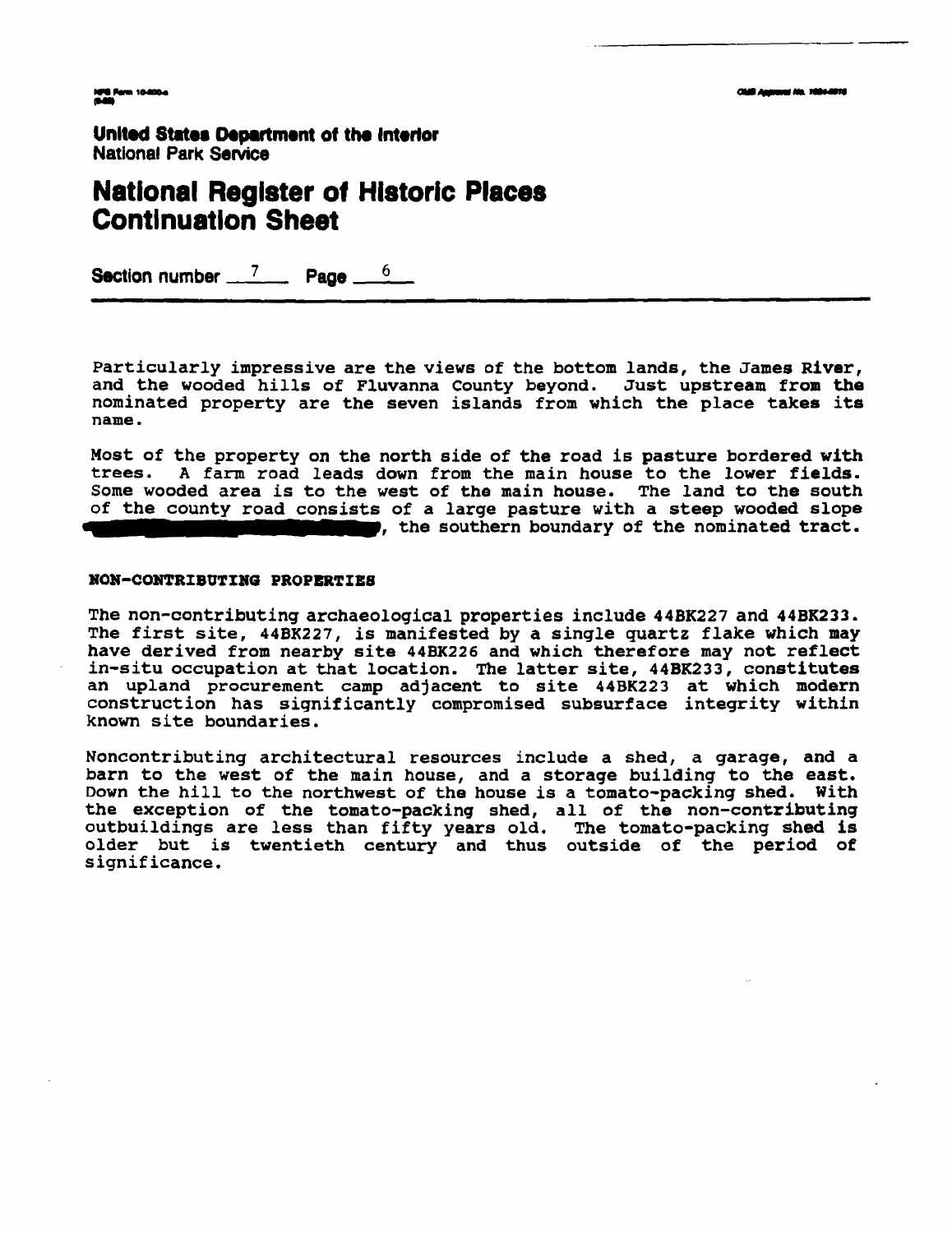United States Department of the Interior
National Park Service

# National Register of Historic Places Continuation Sheet

Section number 7 Page 6

Particularly impressive are the views of the bottom lands, the James River, and the wooded hills of Fluvanna County beyond. Just upstream from the nominated property are the seven islands from which the place takes its name.

Most of the property on the north side of the road is pasture bordered with trees. A farm road leads down from the main house to the lower fields. Some wooded area is to the west of the main house. The land to the south of the county road consists of a large pasture with a steep wooded slope ██████████████, the southern boundary of the nominated tract.

**NON-CONTRIBUTING PROPERTIES**

The non-contributing archaeological properties include 44BK227 and 44BK233. The first site, 44BK227, is manifested by a single quartz flake which may have derived from nearby site 44BK226 and which therefore may not reflect in-situ occupation at that location. The latter site, 44BK233, constitutes an upland procurement camp adjacent to site 44BK223 at which modern construction has significantly compromised subsurface integrity within known site boundaries.

Noncontributing architectural resources include a shed, a garage, and a barn to the west of the main house, and a storage building to the east. Down the hill to the northwest of the house is a tomato-packing shed. With the exception of the tomato-packing shed, all of the non-contributing outbuildings are less than fifty years old. The tomato-packing shed is older but is twentieth century and thus outside of the period of significance.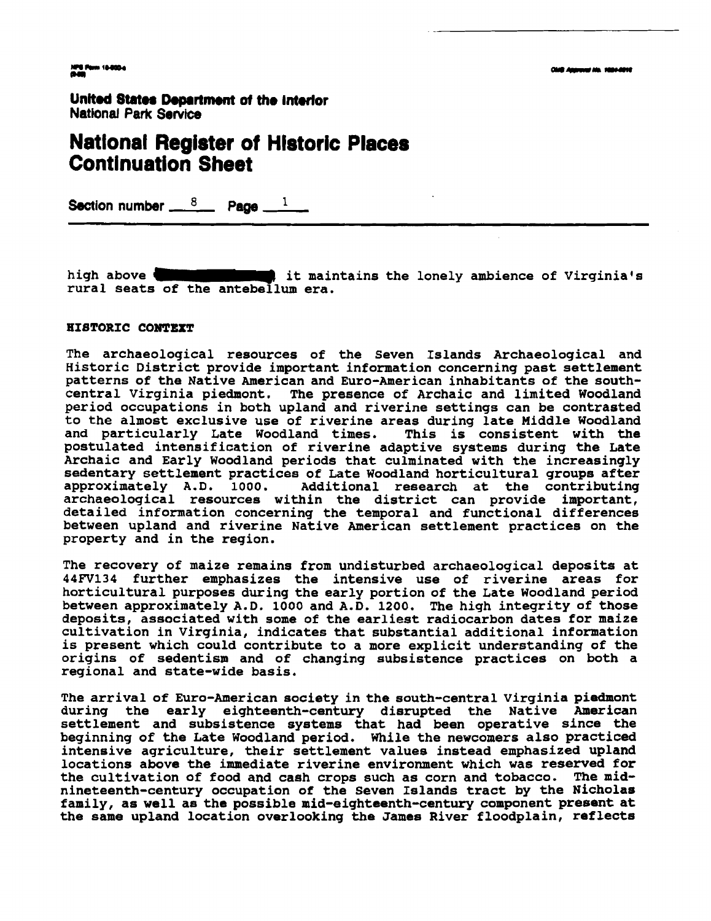United States Department of the Interior
National Park Service

# National Register of Historic Places Continuation Sheet

Section number 8 Page 1

high above [redacted] it maintains the lonely ambience of Virginia's rural seats of the antebellum era.

## HISTORIC CONTEXT

The archaeological resources of the Seven Islands Archaeological and Historic District provide important information concerning past settlement patterns of the Native American and Euro-American inhabitants of the south-central Virginia piedmont. The presence of Archaic and limited Woodland period occupations in both upland and riverine settings can be contrasted to the almost exclusive use of riverine areas during late Middle Woodland and particularly Late Woodland times. This is consistent with the postulated intensification of riverine adaptive systems during the Late Archaic and Early Woodland periods that culminated with the increasingly sedentary settlement practices of Late Woodland horticultural groups after approximately A.D. 1000. Additional research at the contributing archaeological resources within the district can provide important, detailed information concerning the temporal and functional differences between upland and riverine Native American settlement practices on the property and in the region.

The recovery of maize remains from undisturbed archaeological deposits at 44FV134 further emphasizes the intensive use of riverine areas for horticultural purposes during the early portion of the Late Woodland period between approximately A.D. 1000 and A.D. 1200. The high integrity of those deposits, associated with some of the earliest radiocarbon dates for maize cultivation in Virginia, indicates that substantial additional information is present which could contribute to a more explicit understanding of the origins of sedentism and of changing subsistence practices on both a regional and state-wide basis.

The arrival of Euro-American society in the south-central Virginia piedmont during the early eighteenth-century disrupted the Native American settlement and subsistence systems that had been operative since the beginning of the Late Woodland period. While the newcomers also practiced intensive agriculture, their settlement values instead emphasized upland locations above the immediate riverine environment which was reserved for the cultivation of food and cash crops such as corn and tobacco. The mid-nineteenth-century occupation of the Seven Islands tract by the Nicholas family, as well as the possible mid-eighteenth-century component present at the same upland location overlooking the James River floodplain, reflects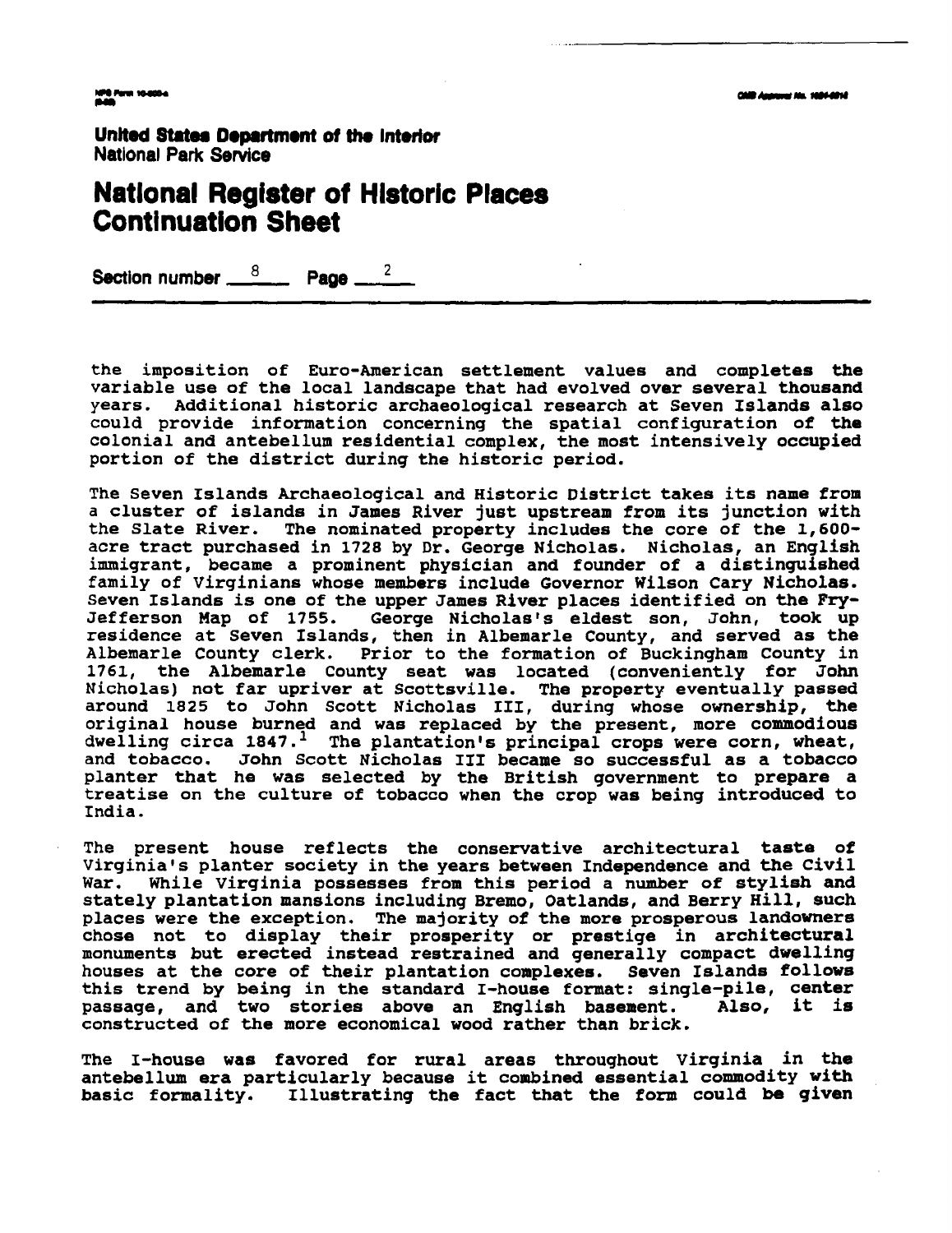**United States Department of the Interior**
National Park Service

# National Register of Historic Places Continuation Sheet

Section number 8 Page 2

the imposition of Euro-American settlement values and completes the variable use of the local landscape that had evolved over several thousand years. Additional historic archaeological research at Seven Islands also could provide information concerning the spatial configuration of the colonial and antebellum residential complex, the most intensively occupied portion of the district during the historic period.

The Seven Islands Archaeological and Historic District takes its name from a cluster of islands in James River just upstream from its junction with the Slate River. The nominated property includes the core of the 1,600-acre tract purchased in 1728 by Dr. George Nicholas. Nicholas, an English immigrant, became a prominent physician and founder of a distinguished family of Virginians whose members include Governor Wilson Cary Nicholas. Seven Islands is one of the upper James River places identified on the Fry-Jefferson Map of 1755. George Nicholas's eldest son, John, took up residence at Seven Islands, then in Albemarle County, and served as the Albemarle County clerk. Prior to the formation of Buckingham County in 1761, the Albemarle County seat was located (conveniently for John Nicholas) not far upriver at Scottsville. The property eventually passed around 1825 to John Scott Nicholas III, during whose ownership, the original house burned and was replaced by the present, more commodious dwelling circa 1847.[1] The plantation's principal crops were corn, wheat, and tobacco. John Scott Nicholas III became so successful as a tobacco planter that he was selected by the British government to prepare a treatise on the culture of tobacco when the crop was being introduced to India.

The present house reflects the conservative architectural taste of Virginia's planter society in the years between Independence and the Civil War. While Virginia possesses from this period a number of stylish and stately plantation mansions including Bremo, Oatlands, and Berry Hill, such places were the exception. The majority of the more prosperous landowners chose not to display their prosperity or prestige in architectural monuments but erected instead restrained and generally compact dwelling houses at the core of their plantation complexes. Seven Islands follows this trend by being in the standard I-house format: single-pile, center passage, and two stories above an English basement. Also, it is constructed of the more economical wood rather than brick.

The I-house was favored for rural areas throughout Virginia in the antebellum era particularly because it combined essential commodity with basic formality. Illustrating the fact that the form could be given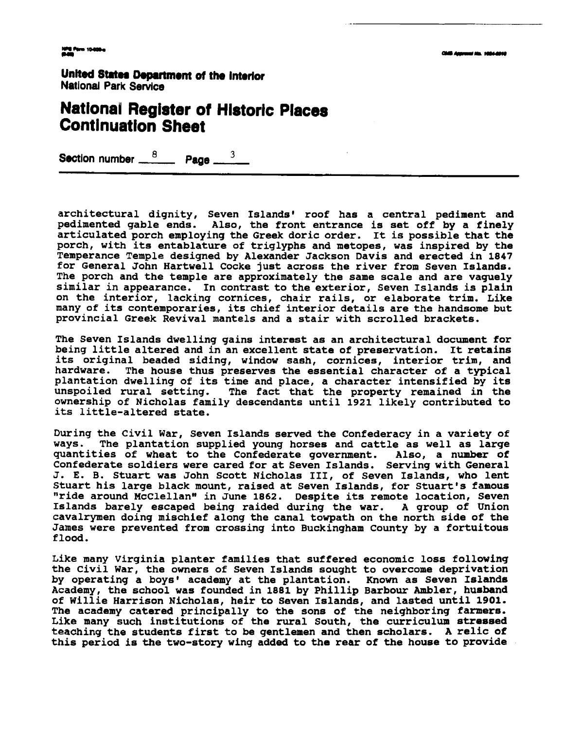**United States Department of the Interior**
National Park Service

# National Register of Historic Places Continuation Sheet

Section number 8 Page 3

architectural dignity, Seven Islands' roof has a central pediment and pedimented gable ends. Also, the front entrance is set off by a finely articulated porch employing the Greek doric order. It is possible that the porch, with its entablature of triglyphs and metopes, was inspired by the Temperance Temple designed by Alexander Jackson Davis and erected in 1847 for General John Hartwell Cocke just across the river from Seven Islands. The porch and the temple are approximately the same scale and are vaguely similar in appearance. In contrast to the exterior, Seven Islands is plain on the interior, lacking cornices, chair rails, or elaborate trim. Like many of its contemporaries, its chief interior details are the handsome but provincial Greek Revival mantels and a stair with scrolled brackets.

The Seven Islands dwelling gains interest as an architectural document for being little altered and in an excellent state of preservation. It retains its original beaded siding, window sash, cornices, interior trim, and hardware. The house thus preserves the essential character of a typical plantation dwelling of its time and place, a character intensified by its unspoiled rural setting. The fact that the property remained in the ownership of Nicholas family descendants until 1921 likely contributed to its little-altered state.

During the Civil War, Seven Islands served the Confederacy in a variety of ways. The plantation supplied young horses and cattle as well as large quantities of wheat to the Confederate government. Also, a number of Confederate soldiers were cared for at Seven Islands. Serving with General J. E. B. Stuart was John Scott Nicholas III, of Seven Islands, who lent Stuart his large black mount, raised at Seven Islands, for Stuart's famous "ride around McClellan" in June 1862. Despite its remote location, Seven Islands barely escaped being raided during the war. A group of Union cavalrymen doing mischief along the canal towpath on the north side of the James were prevented from crossing into Buckingham County by a fortuitous flood.

Like many Virginia planter families that suffered economic loss following the Civil War, the owners of Seven Islands sought to overcome deprivation by operating a boys' academy at the plantation. Known as Seven Islands Academy, the school was founded in 1881 by Phillip Barbour Ambler, husband of Willie Harrison Nicholas, heir to Seven Islands, and lasted until 1901. The academy catered principally to the sons of the neighboring farmers. Like many such institutions of the rural South, the curriculum stressed teaching the students first to be gentlemen and then scholars. A relic of this period is the two-story wing added to the rear of the house to provide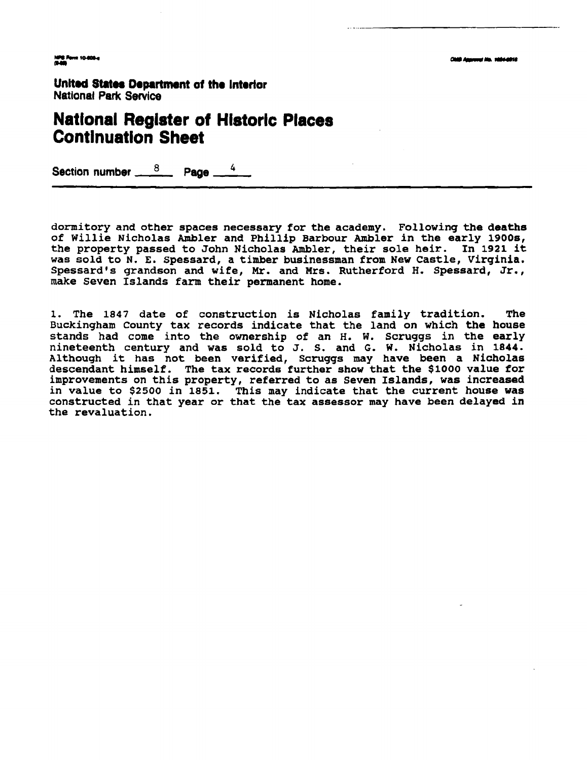United States Department of the Interior
National Park Service

# National Register of Historic Places Continuation Sheet

Section number 8 Page 4

dormitory and other spaces necessary for the academy. Following the deaths of Willie Nicholas Ambler and Phillip Barbour Ambler in the early 1900s, the property passed to John Nicholas Ambler, their sole heir. In 1921 it was sold to N. E. Spessard, a timber businessman from New Castle, Virginia. Spessard's grandson and wife, Mr. and Mrs. Rutherford H. Spessard, Jr., make Seven Islands farm their permanent home.

1. The 1847 date of construction is Nicholas family tradition. The Buckingham County tax records indicate that the land on which the house stands had come into the ownership of an H. W. Scruggs in the early nineteenth century and was sold to J. S. and G. W. Nicholas in 1844. Although it has not been verified, Scruggs may have been a Nicholas descendant himself. The tax records further show that the $1000 value for improvements on this property, referred to as Seven Islands, was increased in value to $2500 in 1851. This may indicate that the current house was constructed in that year or that the tax assessor may have been delayed in the revaluation.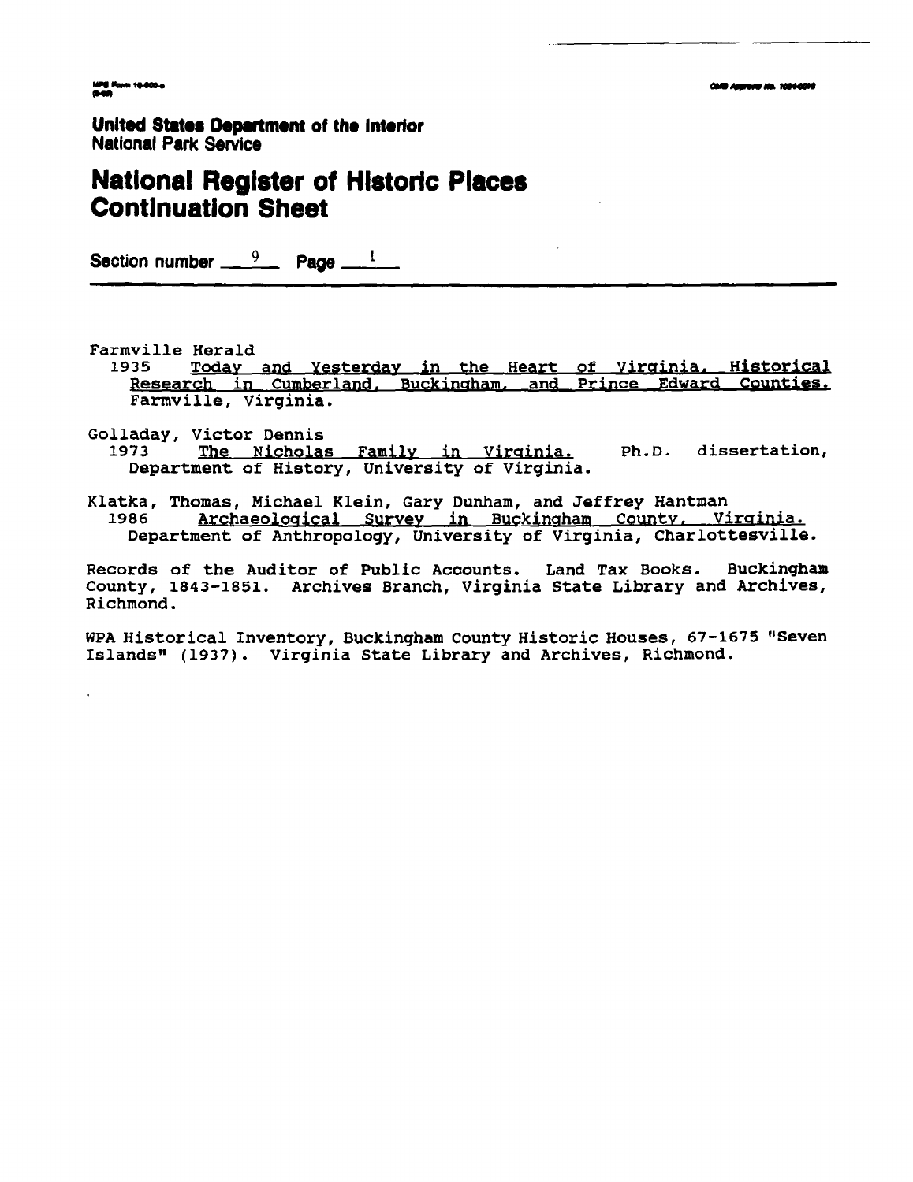United States Department of the Interior
National Park Service

# National Register of Historic Places Continuation Sheet

Section number 9 Page 1

Farmville Herald
1935 Today and Yesterday in the Heart of Virginia. Historical Research in Cumberland, Buckingham, and Prince Edward Counties. Farmville, Virginia.

Golladay, Victor Dennis
1973 The Nicholas Family in Virginia. Ph.D. dissertation, Department of History, University of Virginia.

Klatka, Thomas, Michael Klein, Gary Dunham, and Jeffrey Hantman
1986 Archaeological Survey in Buckingham County, Virginia. Department of Anthropology, University of Virginia, Charlottesville.

Records of the Auditor of Public Accounts. Land Tax Books. Buckingham County, 1843-1851. Archives Branch, Virginia State Library and Archives, Richmond.

WPA Historical Inventory, Buckingham County Historic Houses, 67-1675 "Seven Islands" (1937). Virginia State Library and Archives, Richmond.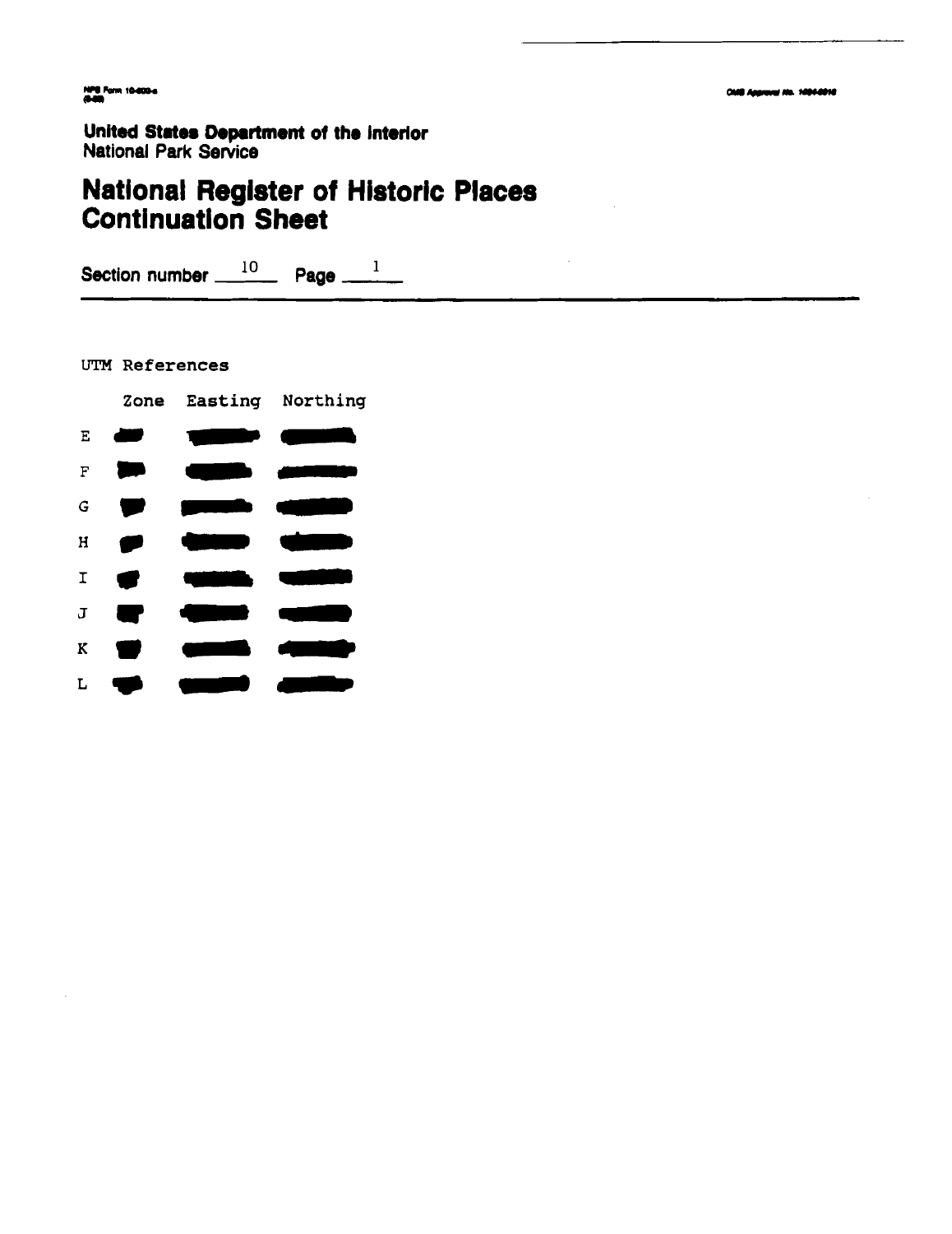NPS Form 10-900-a

OMB Approval No. 1024-0018

**United States Department of the Interior**
National Park Service

# National Register of Historic Places Continuation Sheet

Section number 10 Page 1

UTM References

| | Zone | Easting | Northing |
|---|---|---|---|
| E | | | |
| F | | | |
| G | | | |
| H | | | |
| I | | | |
| J | | | |
| K | | | |
| L | | | |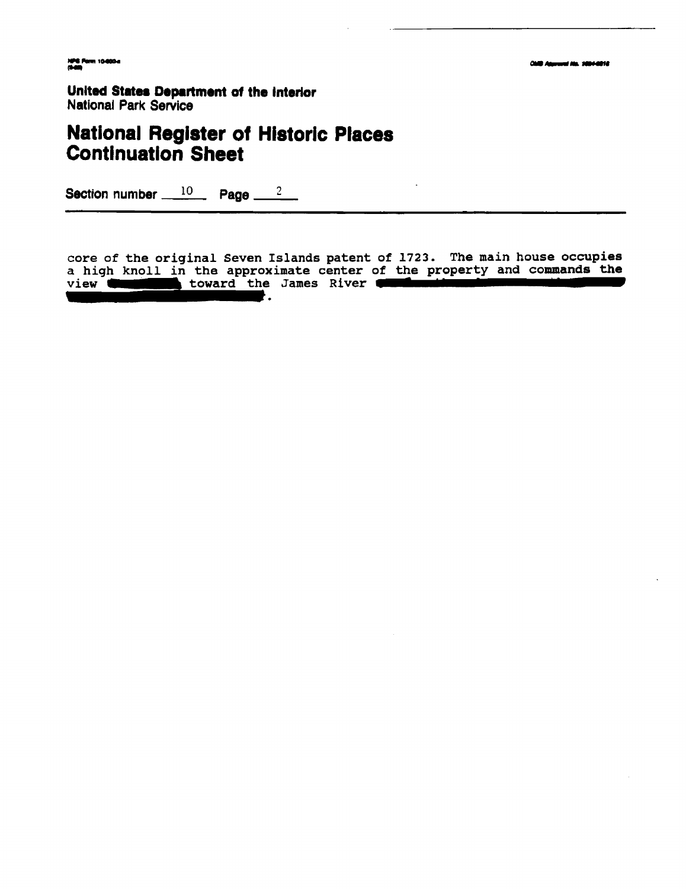United States Department of the Interior
National Park Service

# National Register of Historic Places Continuation Sheet

Section number 10 Page 2

core of the original Seven Islands patent of 1723. The main house occupies a high knoll in the approximate center of the property and commands the view toward the James River .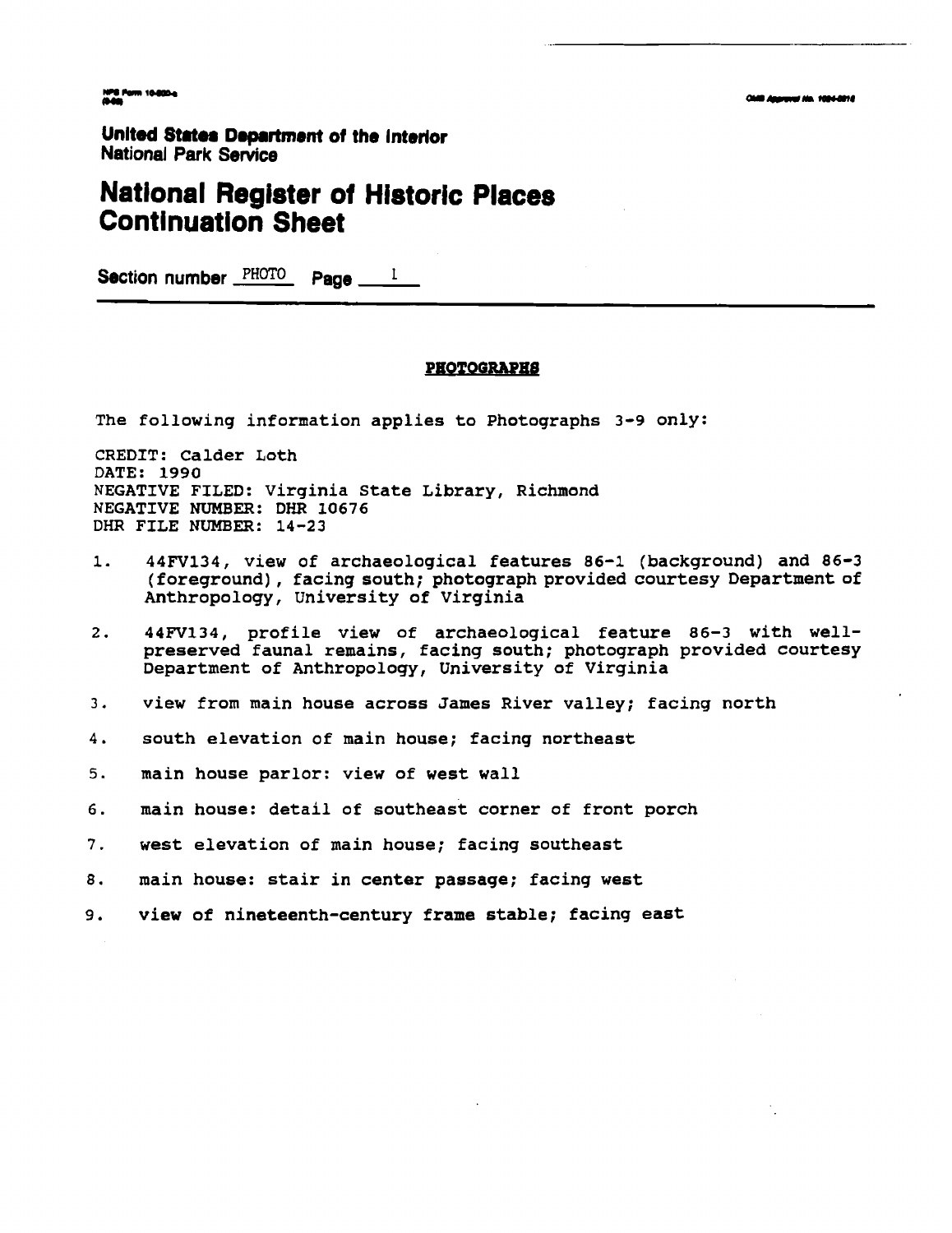United States Department of the Interior
National Park Service

# National Register of Historic Places Continuation Sheet

Section number PHOTO Page 1

## PHOTOGRAPHS

The following information applies to Photographs 3-9 only:

CREDIT: Calder Loth
DATE: 1990
NEGATIVE FILED: Virginia State Library, Richmond
NEGATIVE NUMBER: DHR 10676
DHR FILE NUMBER: 14-23

1. 44FV134, view of archaeological features 86-1 (background) and 86-3 (foreground), facing south; photograph provided courtesy Department of Anthropology, University of Virginia
2. 44FV134, profile view of archaeological feature 86-3 with well-preserved faunal remains, facing south; photograph provided courtesy Department of Anthropology, University of Virginia
3. view from main house across James River valley; facing north
4. south elevation of main house; facing northeast
5. main house parlor: view of west wall
6. main house: detail of southeast corner of front porch
7. west elevation of main house; facing southeast
8. main house: stair in center passage; facing west
9. view of nineteenth-century frame stable; facing east